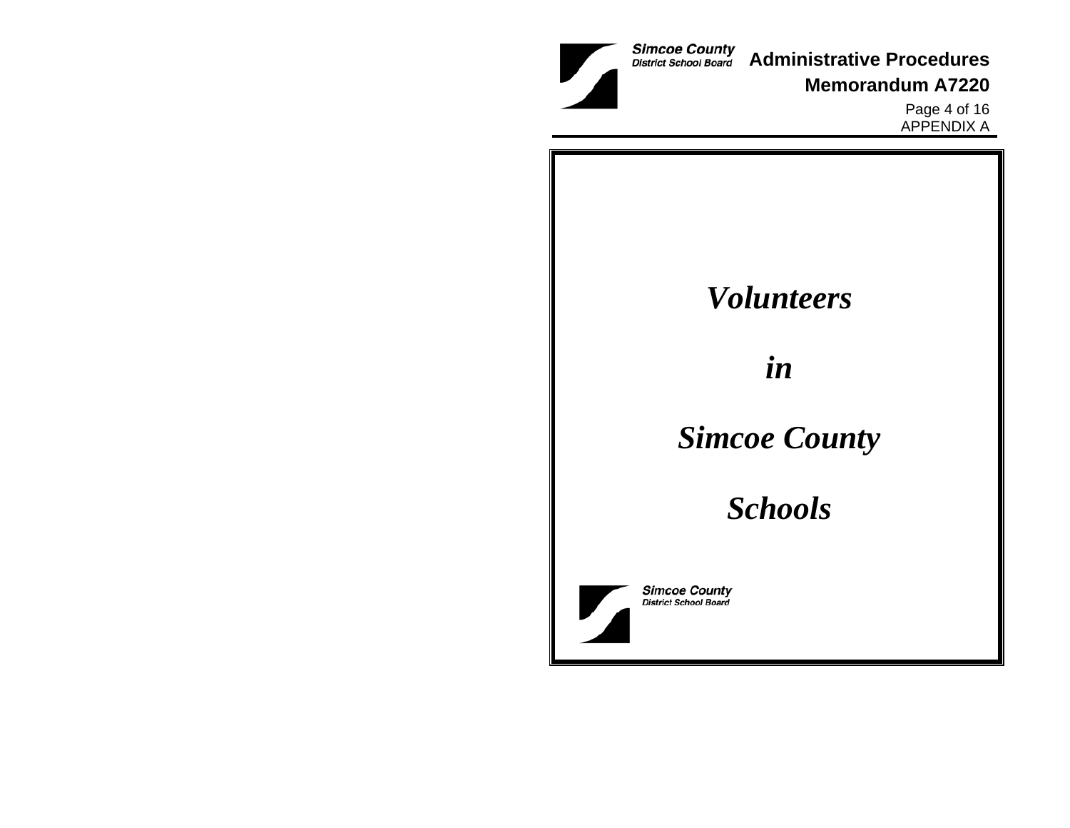# *Volunteers*

# *in*

# *Simcoe County*

# *Schools*

**Simcoe County**
**District School Board**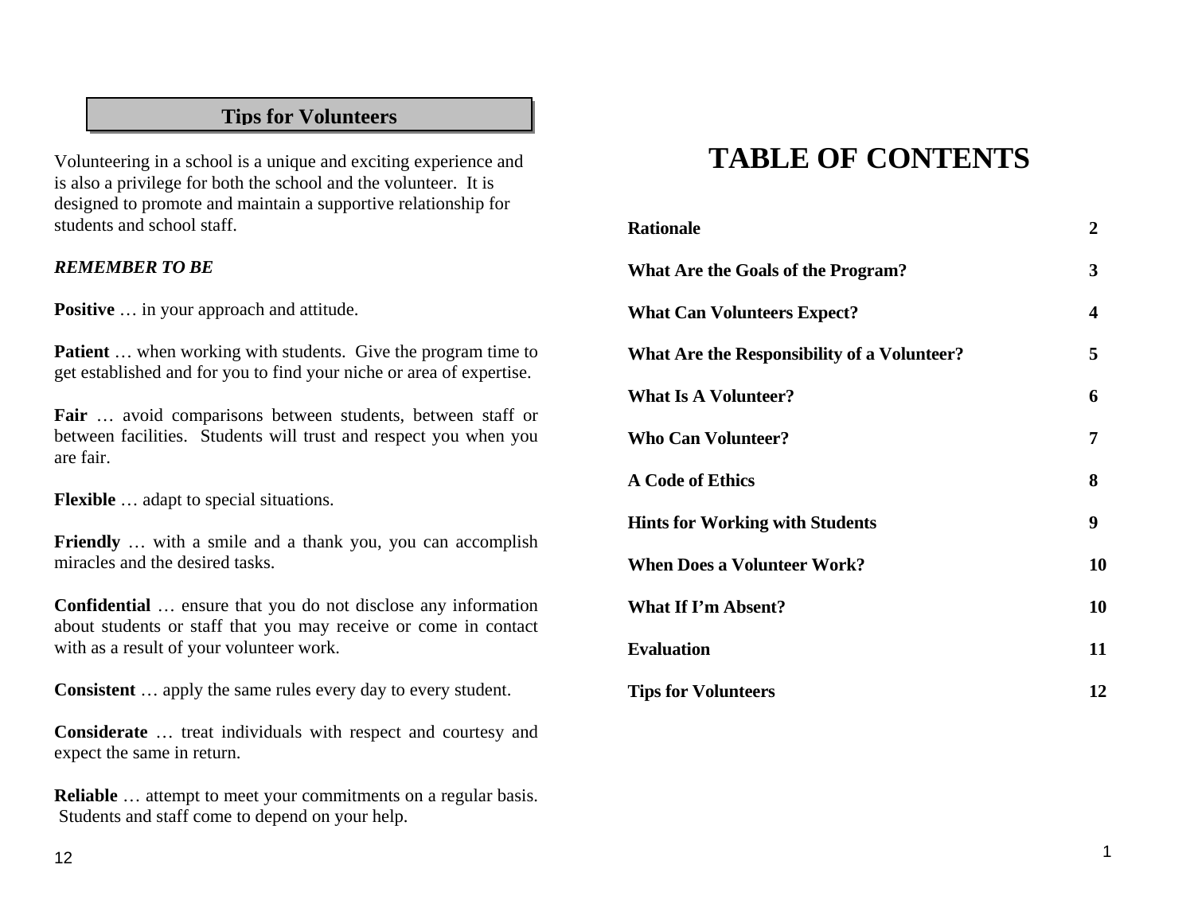## Tips for Volunteers

Volunteering in a school is a unique and exciting experience and is also a privilege for both the school and the volunteer. It is designed to promote and maintain a supportive relationship for students and school staff.

***REMEMBER TO BE***

**Positive** … in your approach and attitude.

**Patient** … when working with students. Give the program time to get established and for you to find your niche or area of expertise.

**Fair** … avoid comparisons between students, between staff or between facilities. Students will trust and respect you when you are fair.

**Flexible** … adapt to special situations.

**Friendly** … with a smile and a thank you, you can accomplish miracles and the desired tasks.

**Confidential** … ensure that you do not disclose any information about students or staff that you may receive or come in contact with as a result of your volunteer work.

**Consistent** … apply the same rules every day to every student.

**Considerate** … treat individuals with respect and courtesy and expect the same in return.

**Reliable** … attempt to meet your commitments on a regular basis. Students and staff come to depend on your help.

# TABLE OF CONTENTS

| | |
|---|---|
| **Rationale** | **2** |
| **What Are the Goals of the Program?** | **3** |
| **What Can Volunteers Expect?** | **4** |
| **What Are the Responsibility of a Volunteer?** | **5** |
| **What Is A Volunteer?** | **6** |
| **Who Can Volunteer?** | **7** |
| **A Code of Ethics** | **8** |
| **Hints for Working with Students** | **9** |
| **When Does a Volunteer Work?** | **10** |
| **What If I'm Absent?** | **10** |
| **Evaluation** | **11** |
| **Tips for Volunteers** | **12** |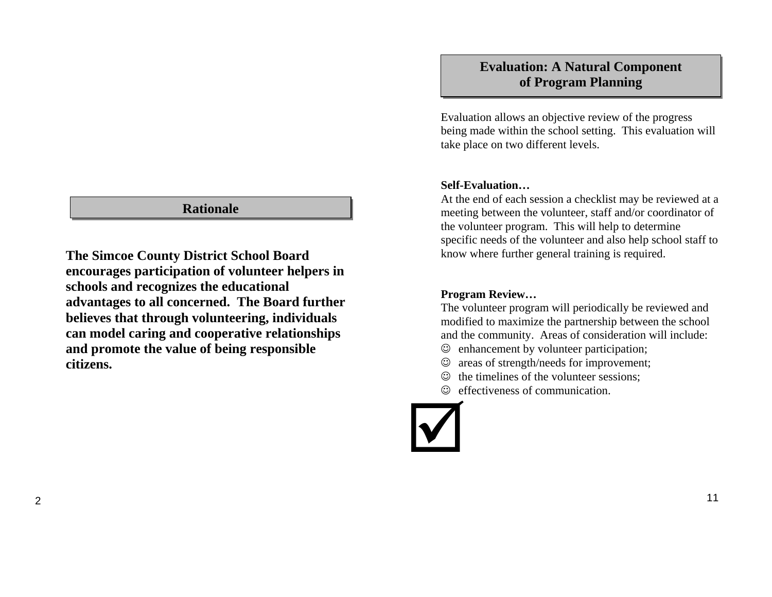## Rationale

**The Simcoe County District School Board encourages participation of volunteer helpers in schools and recognizes the educational advantages to all concerned. The Board further believes that through volunteering, individuals can model caring and cooperative relationships and promote the value of being responsible citizens.**

## Evaluation: A Natural Component of Program Planning

Evaluation allows an objective review of the progress being made within the school setting. This evaluation will take place on two different levels.

**Self-Evaluation…**
At the end of each session a checklist may be reviewed at a meeting between the volunteer, staff and/or coordinator of the volunteer program. This will help to determine specific needs of the volunteer and also help school staff to know where further general training is required.

**Program Review…**
The volunteer program will periodically be reviewed and modified to maximize the partnership between the school and the community. Areas of consideration will include:

- ☺ enhancement by volunteer participation;
- ☺ areas of strength/needs for improvement;
- ☺ the timelines of the volunteer sessions;
- ☺ effectiveness of communication.

☑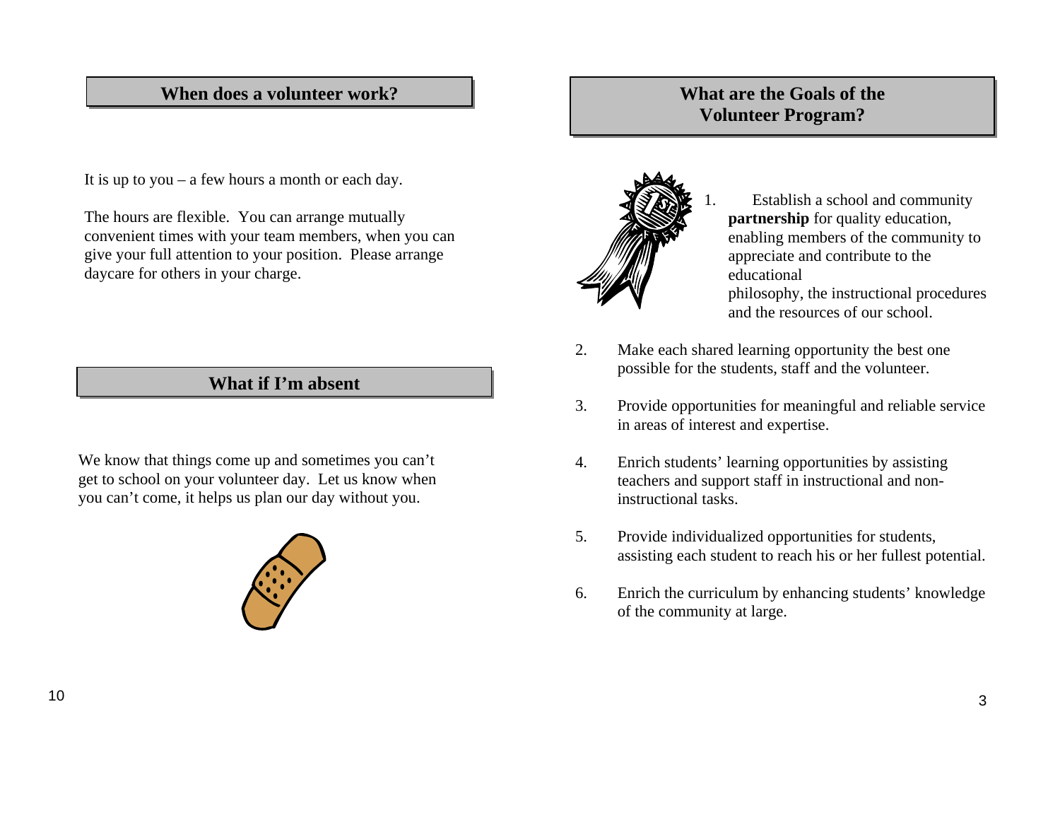## When does a volunteer work?

It is up to you – a few hours a month or each day.

The hours are flexible. You can arrange mutually convenient times with your team members, when you can give your full attention to your position. Please arrange daycare for others in your charge.

## What if I'm absent

We know that things come up and sometimes you can't get to school on your volunteer day. Let us know when you can't come, it helps us plan our day without you.

## What are the Goals of the Volunteer Program?

1. Establish a school and community **partnership** for quality education, enabling members of the community to appreciate and contribute to the educational philosophy, the instructional procedures and the resources of our school.
2. Make each shared learning opportunity the best one possible for the students, staff and the volunteer.
3. Provide opportunities for meaningful and reliable service in areas of interest and expertise.
4. Enrich students' learning opportunities by assisting teachers and support staff in instructional and non-instructional tasks.
5. Provide individualized opportunities for students, assisting each student to reach his or her fullest potential.
6. Enrich the curriculum by enhancing students' knowledge of the community at large.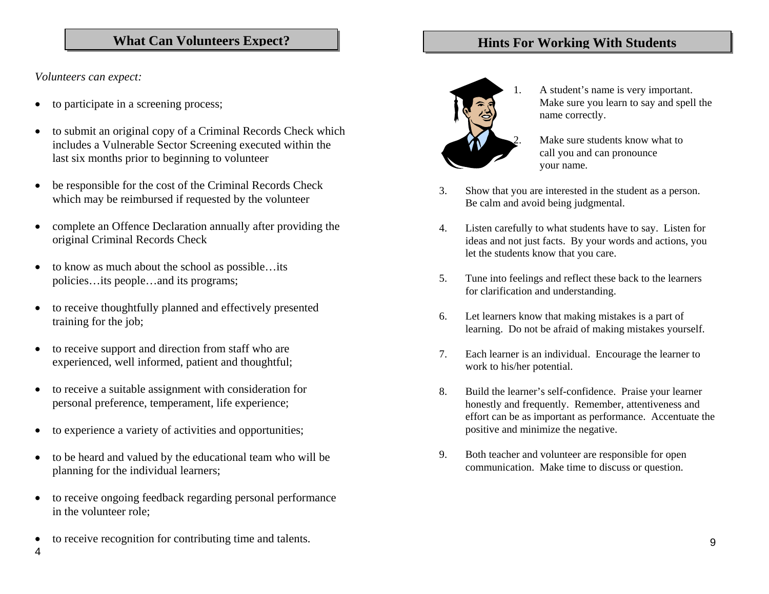## What Can Volunteers Expect?

*Volunteers can expect:*

- to participate in a screening process;
- to submit an original copy of a Criminal Records Check which includes a Vulnerable Sector Screening executed within the last six months prior to beginning to volunteer
- be responsible for the cost of the Criminal Records Check which may be reimbursed if requested by the volunteer
- complete an Offence Declaration annually after providing the original Criminal Records Check
- to know as much about the school as possible…its policies…its people…and its programs;
- to receive thoughtfully planned and effectively presented training for the job;
- to receive support and direction from staff who are experienced, well informed, patient and thoughtful;
- to receive a suitable assignment with consideration for personal preference, temperament, life experience;
- to experience a variety of activities and opportunities;
- to be heard and valued by the educational team who will be planning for the individual learners;
- to receive ongoing feedback regarding personal performance in the volunteer role;
- to receive recognition for contributing time and talents.

## Hints For Working With Students

1. A student's name is very important. Make sure you learn to say and spell the name correctly.
2. Make sure students know what to call you and can pronounce your name.
3. Show that you are interested in the student as a person. Be calm and avoid being judgmental.
4. Listen carefully to what students have to say. Listen for ideas and not just facts. By your words and actions, you let the students know that you care.
5. Tune into feelings and reflect these back to the learners for clarification and understanding.
6. Let learners know that making mistakes is a part of learning. Do not be afraid of making mistakes yourself.
7. Each learner is an individual. Encourage the learner to work to his/her potential.
8. Build the learner's self-confidence. Praise your learner honestly and frequently. Remember, attentiveness and effort can be as important as performance. Accentuate the positive and minimize the negative.
9. Both teacher and volunteer are responsible for open communication. Make time to discuss or question.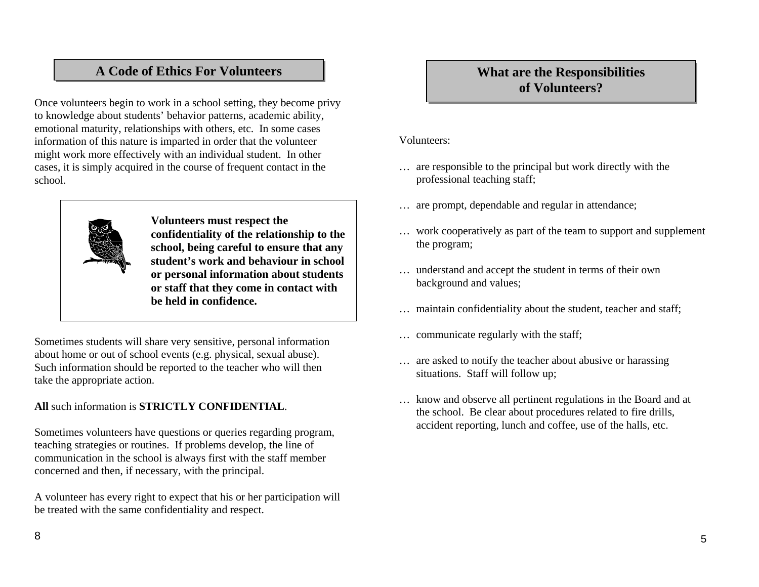## A Code of Ethics For Volunteers

Once volunteers begin to work in a school setting, they become privy to knowledge about students' behavior patterns, academic ability, emotional maturity, relationships with others, etc. In some cases information of this nature is imparted in order that the volunteer might work more effectively with an individual student. In other cases, it is simply acquired in the course of frequent contact in the school.

**Volunteers must respect the confidentiality of the relationship to the school, being careful to ensure that any student's work and behaviour in school or personal information about students or staff that they come in contact with be held in confidence.**

Sometimes students will share very sensitive, personal information about home or out of school events (e.g. physical, sexual abuse). Such information should be reported to the teacher who will then take the appropriate action.

**All** such information is **STRICTLY CONFIDENTIAL**.

Sometimes volunteers have questions or queries regarding program, teaching strategies or routines. If problems develop, the line of communication in the school is always first with the staff member concerned and then, if necessary, with the principal.

A volunteer has every right to expect that his or her participation will be treated with the same confidentiality and respect.

## What are the Responsibilities of Volunteers?

Volunteers:

… are responsible to the principal but work directly with the professional teaching staff;

… are prompt, dependable and regular in attendance;

… work cooperatively as part of the team to support and supplement the program;

… understand and accept the student in terms of their own background and values;

… maintain confidentiality about the student, teacher and staff;

… communicate regularly with the staff;

… are asked to notify the teacher about abusive or harassing situations. Staff will follow up;

… know and observe all pertinent regulations in the Board and at the school. Be clear about procedures related to fire drills, accident reporting, lunch and coffee, use of the halls, etc.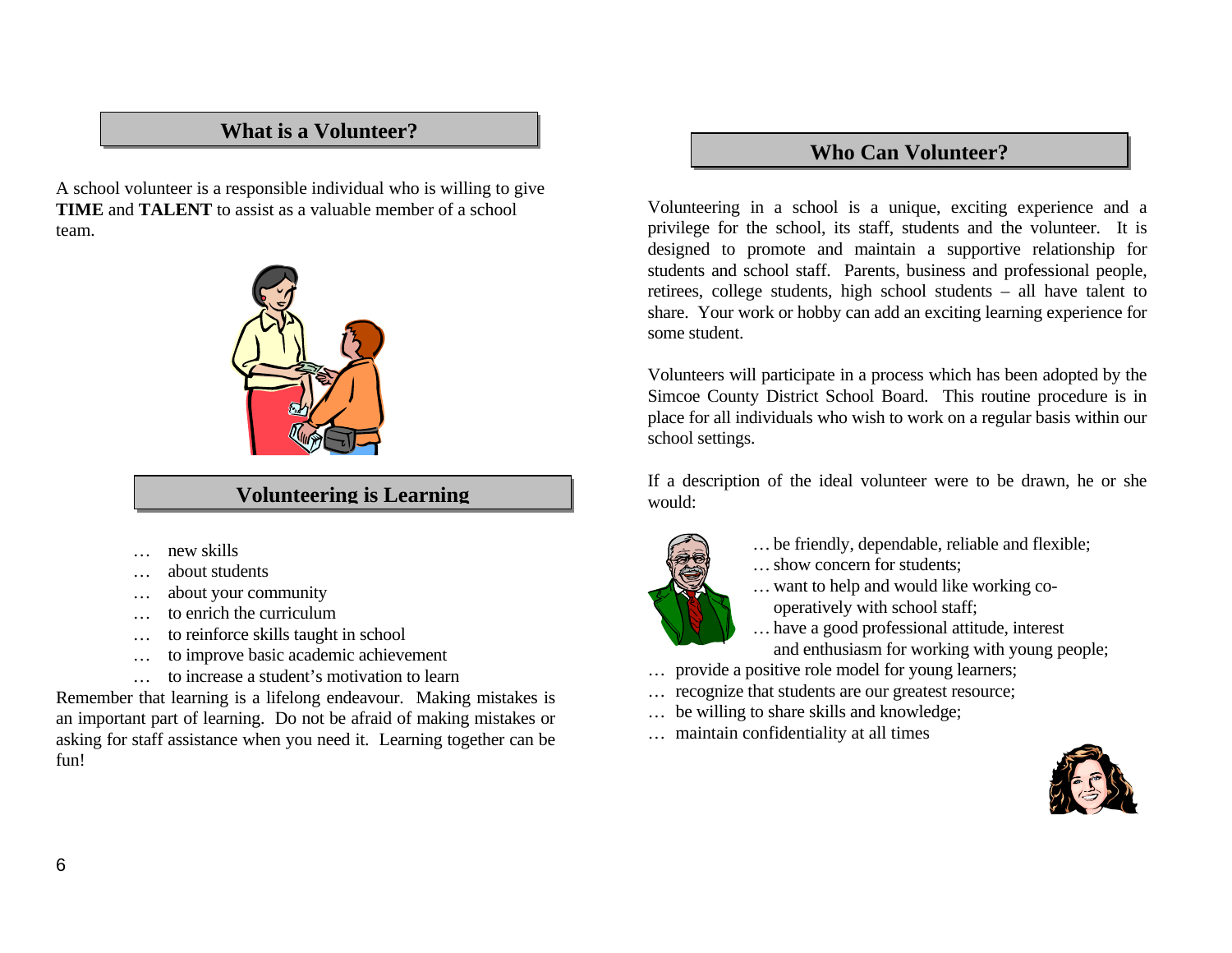## What is a Volunteer?

A school volunteer is a responsible individual who is willing to give **TIME** and **TALENT** to assist as a valuable member of a school team.

## Volunteering is Learning

… new skills
… about students
… about your community
… to enrich the curriculum
… to reinforce skills taught in school
… to improve basic academic achievement
… to increase a student's motivation to learn

Remember that learning is a lifelong endeavour. Making mistakes is an important part of learning. Do not be afraid of making mistakes or asking for staff assistance when you need it. Learning together can be fun!

## Who Can Volunteer?

Volunteering in a school is a unique, exciting experience and a privilege for the school, its staff, students and the volunteer. It is designed to promote and maintain a supportive relationship for students and school staff. Parents, business and professional people, retirees, college students, high school students – all have talent to share. Your work or hobby can add an exciting learning experience for some student.

Volunteers will participate in a process which has been adopted by the Simcoe County District School Board. This routine procedure is in place for all individuals who wish to work on a regular basis within our school settings.

If a description of the ideal volunteer were to be drawn, he or she would:

… be friendly, dependable, reliable and flexible;
… show concern for students;
… want to help and would like working co-operatively with school staff;
… have a good professional attitude, interest and enthusiasm for working with young people;
… provide a positive role model for young learners;
… recognize that students are our greatest resource;
… be willing to share skills and knowledge;
… maintain confidentiality at all times